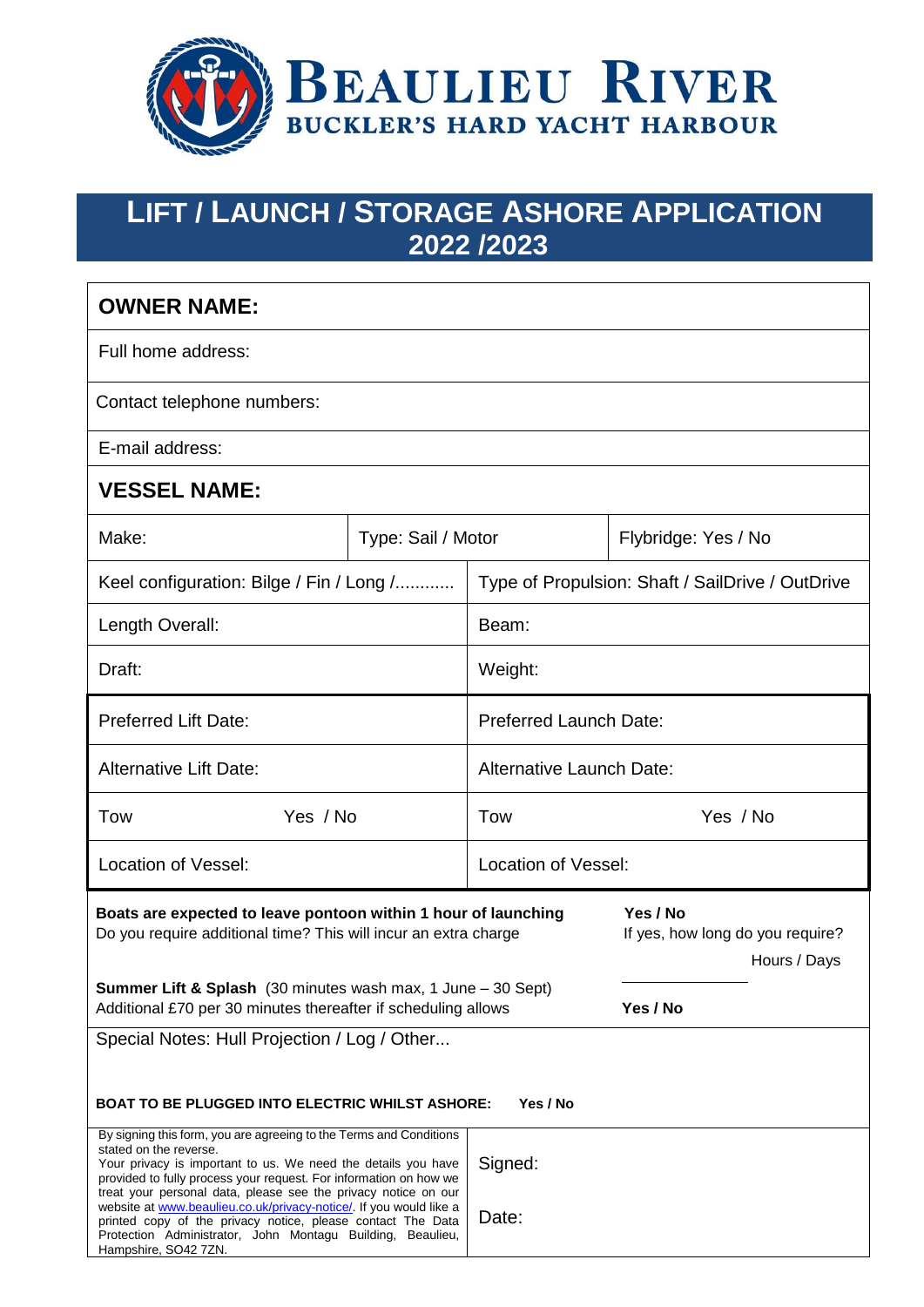# BEAULIEU RIVER
## BUCKLER'S HARD YACHT HARBOUR

# LIFT / LAUNCH / STORAGE ASHORE APPLICATION 2022 /2023

**OWNER NAME:**

Full home address:

Contact telephone numbers:

E-mail address:

**VESSEL NAME:**

| Make: | Type: Sail / Motor | Flybridge: Yes / No |
|---|---|---|

| Keel configuration: Bilge / Fin / Long /........... | Type of Propulsion: Shaft / SailDrive / OutDrive |
|---|---|
| Length Overall: | Beam: |
| Draft: | Weight: |
| Preferred Lift Date: | Preferred Launch Date: |
| Alternative Lift Date: | Alternative Launch Date: |
| Tow Yes / No | Tow Yes / No |
| Location of Vessel: | Location of Vessel: |

**Boats are expected to leave pontoon within 1 hour of launching** — **Yes / No**
Do you require additional time? This will incur an extra charge — If yes, how long do you require? ____________ Hours / Days

**Summer Lift & Splash** (30 minutes wash max, 1 June – 30 Sept)
Additional £70 per 30 minutes thereafter if scheduling allows — **Yes / No**

Special Notes: Hull Projection / Log / Other...

**BOAT TO BE PLUGGED INTO ELECTRIC WHILST ASHORE: Yes / No**

| By signing this form, you are agreeing to the Terms and Conditions stated on the reverse. Your privacy is important to us. We need the details you have provided to fully process your request. For information on how we treat your personal data, please see the privacy notice on our website at www.beaulieu.co.uk/privacy-notice/. If you would like a printed copy of the privacy notice, please contact The Data Protection Administrator, John Montagu Building, Beaulieu, Hampshire, SO42 7ZN. | Signed:<br><br>Date: |
|---|---|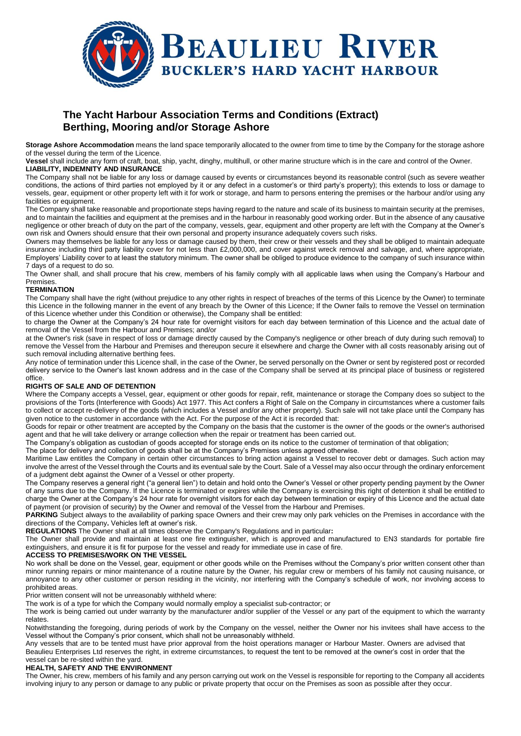# The Yacht Harbour Association Terms and Conditions (Extract) Berthing, Mooring and/or Storage Ashore

**Storage Ashore Accommodation** means the land space temporarily allocated to the owner from time to time by the Company for the storage ashore of the vessel during the term of the Licence.

**Vessel** shall include any form of craft, boat, ship, yacht, dinghy, multihull, or other marine structure which is in the care and control of the Owner.

**LIABILITY, INDEMNITY AND INSURANCE**

The Company shall not be liable for any loss or damage caused by events or circumstances beyond its reasonable control (such as severe weather conditions, the actions of third parties not employed by it or any defect in a customer's or third party's property); this extends to loss or damage to vessels, gear, equipment or other property left with it for work or storage, and harm to persons entering the premises or the harbour and/or using any facilities or equipment.

The Company shall take reasonable and proportionate steps having regard to the nature and scale of its business to maintain security at the premises, and to maintain the facilities and equipment at the premises and in the harbour in reasonably good working order. But in the absence of any causative negligence or other breach of duty on the part of the company, vessels, gear, equipment and other property are left with the Company at the Owner's own risk and Owners should ensure that their own personal and property insurance adequately covers such risks.

Owners may themselves be liable for any loss or damage caused by them, their crew or their vessels and they shall be obliged to maintain adequate insurance including third party liability cover for not less than £2,000,000, and cover against wreck removal and salvage, and, where appropriate, Employers' Liability cover to at least the statutory minimum. The owner shall be obliged to produce evidence to the company of such insurance within 7 days of a request to do so.

The Owner shall, and shall procure that his crew, members of his family comply with all applicable laws when using the Company's Harbour and Premises.

**TERMINATION**

The Company shall have the right (without prejudice to any other rights in respect of breaches of the terms of this Licence by the Owner) to terminate this Licence in the following manner in the event of any breach by the Owner of this Licence; If the Owner fails to remove the Vessel on termination of this Licence whether under this Condition or otherwise), the Company shall be entitled:

to charge the Owner at the Company's 24 hour rate for overnight visitors for each day between termination of this Licence and the actual date of removal of the Vessel from the Harbour and Premises; and/or

at the Owner's risk (save in respect of loss or damage directly caused by the Company's negligence or other breach of duty during such removal) to remove the Vessel from the Harbour and Premises and thereupon secure it elsewhere and charge the Owner with all costs reasonably arising out of such removal including alternative berthing fees.

Any notice of termination under this Licence shall, in the case of the Owner, be served personally on the Owner or sent by registered post or recorded delivery service to the Owner's last known address and in the case of the Company shall be served at its principal place of business or registered office.

**RIGHTS OF SALE AND OF DETENTION**

Where the Company accepts a Vessel, gear, equipment or other goods for repair, refit, maintenance or storage the Company does so subject to the provisions of the Torts (Interference with Goods) Act 1977. This Act confers a Right of Sale on the Company in circumstances where a customer fails to collect or accept re-delivery of the goods (which includes a Vessel and/or any other property). Such sale will not take place until the Company has given notice to the customer in accordance with the Act. For the purpose of the Act it is recorded that:

Goods for repair or other treatment are accepted by the Company on the basis that the customer is the owner of the goods or the owner's authorised agent and that he will take delivery or arrange collection when the repair or treatment has been carried out.

The Company's obligation as custodian of goods accepted for storage ends on its notice to the customer of termination of that obligation;

The place for delivery and collection of goods shall be at the Company's Premises unless agreed otherwise.

Maritime Law entitles the Company in certain other circumstances to bring action against a Vessel to recover debt or damages. Such action may involve the arrest of the Vessel through the Courts and its eventual sale by the Court. Sale of a Vessel may also occur through the ordinary enforcement of a judgment debt against the Owner of a Vessel or other property.

The Company reserves a general right ("a general lien") to detain and hold onto the Owner's Vessel or other property pending payment by the Owner of any sums due to the Company. If the Licence is terminated or expires while the Company is exercising this right of detention it shall be entitled to charge the Owner at the Company's 24 hour rate for overnight visitors for each day between termination or expiry of this Licence and the actual date of payment (or provision of security) by the Owner and removal of the Vessel from the Harbour and Premises.

**PARKING** Subject always to the availability of parking space Owners and their crew may only park vehicles on the Premises in accordance with the directions of the Company**.** Vehicles left at owner's risk.

**REGULATIONS** The Owner shall at all times observe the Company's Regulations and in particular**:**

The Owner shall provide and maintain at least one fire extinguisher, which is approved and manufactured to EN3 standards for portable fire extinguishers, and ensure it is fit for purpose for the vessel and ready for immediate use in case of fire.

**ACCESS TO PREMISES/WORK ON THE VESSEL**

No work shall be done on the Vessel, gear, equipment or other goods while on the Premises without the Company's prior written consent other than minor running repairs or minor maintenance of a routine nature by the Owner, his regular crew or members of his family not causing nuisance, or annoyance to any other customer or person residing in the vicinity, nor interfering with the Company's schedule of work, nor involving access to prohibited areas.

Prior written consent will not be unreasonably withheld where:

The work is of a type for which the Company would normally employ a specialist sub-contractor; or

The work is being carried out under warranty by the manufacturer and/or supplier of the Vessel or any part of the equipment to which the warranty relates.

Notwithstanding the foregoing, during periods of work by the Company on the vessel, neither the Owner nor his invitees shall have access to the Vessel without the Company's prior consent, which shall not be unreasonably withheld.

Any vessels that are to be tented must have prior approval from the hoist operations manager or Harbour Master. Owners are advised that Beaulieu Enterprises Ltd reserves the right, in extreme circumstances, to request the tent to be removed at the owner's cost in order that the vessel can be re-sited within the yard.

**HEALTH, SAFETY AND THE ENVIRONMENT**

The Owner, his crew, members of his family and any person carrying out work on the Vessel is responsible for reporting to the Company all accidents involving injury to any person or damage to any public or private property that occur on the Premises as soon as possible after they occur.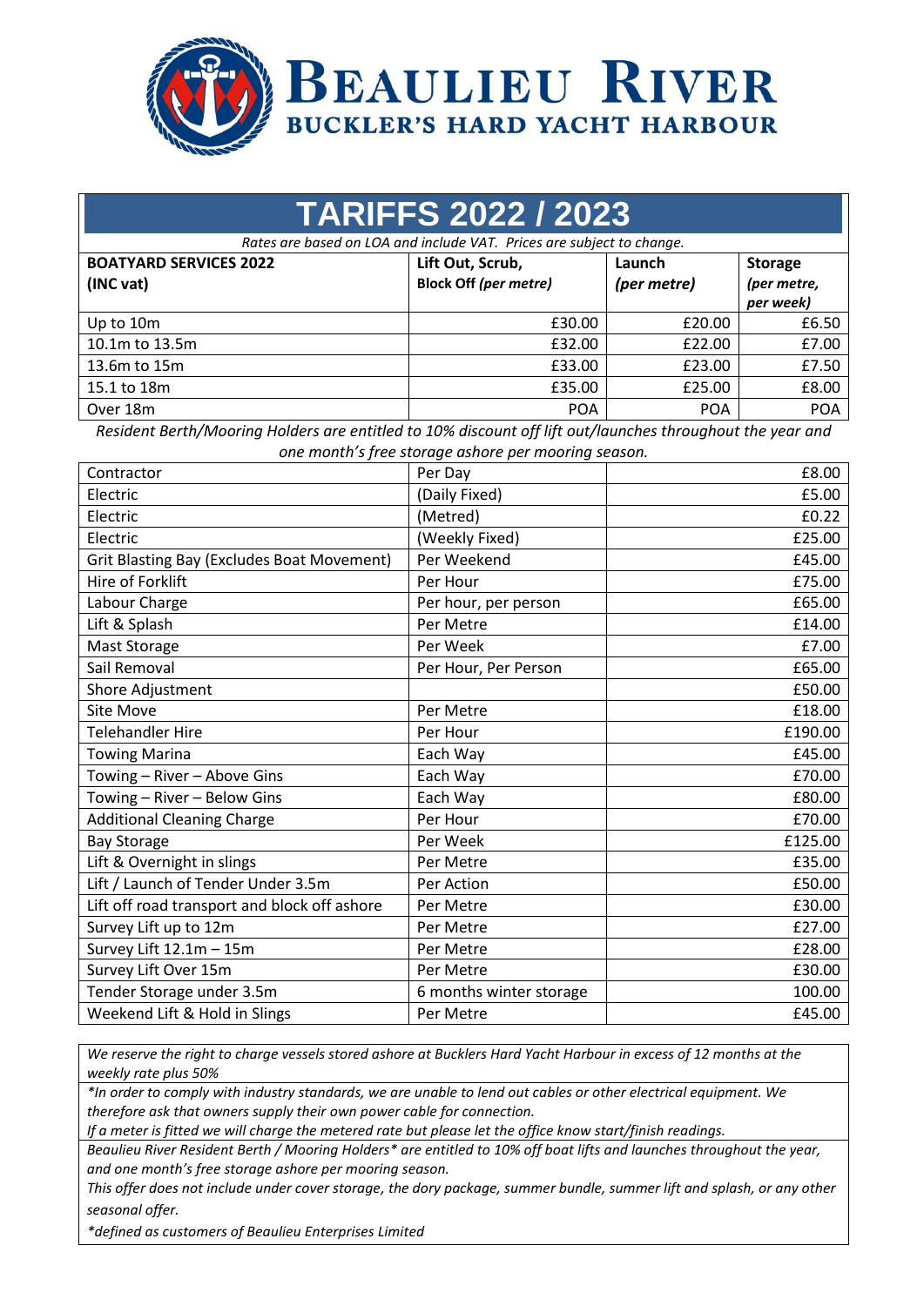# BEAULIEU RIVER
## BUCKLER'S HARD YACHT HARBOUR

# TARIFFS 2022 / 2023

*Rates are based on LOA and include VAT. Prices are subject to change.*

| **BOATYARD SERVICES 2022 (INC vat)** | **Lift Out, Scrub, Block Off** *(per metre)* | **Launch** *(per metre)* | **Storage** *(per metre, per week)* |
|---|---|---|---|
| Up to 10m | £30.00 | £20.00 | £6.50 |
| 10.1m to 13.5m | £32.00 | £22.00 | £7.00 |
| 13.6m to 15m | £33.00 | £23.00 | £7.50 |
| 15.1 to 18m | £35.00 | £25.00 | £8.00 |
| Over 18m | POA | POA | POA |

*Resident Berth/Mooring Holders are entitled to 10% discount off lift out/launches throughout the year and one month's free storage ashore per mooring season.*

| Service | Unit | Price |
|---|---|---|
| Contractor | Per Day | £8.00 |
| Electric | (Daily Fixed) | £5.00 |
| Electric | (Metred) | £0.22 |
| Electric | (Weekly Fixed) | £25.00 |
| Grit Blasting Bay (Excludes Boat Movement) | Per Weekend | £45.00 |
| Hire of Forklift | Per Hour | £75.00 |
| Labour Charge | Per hour, per person | £65.00 |
| Lift & Splash | Per Metre | £14.00 |
| Mast Storage | Per Week | £7.00 |
| Sail Removal | Per Hour, Per Person | £65.00 |
| Shore Adjustment | | £50.00 |
| Site Move | Per Metre | £18.00 |
| Telehandler Hire | Per Hour | £190.00 |
| Towing Marina | Each Way | £45.00 |
| Towing – River – Above Gins | Each Way | £70.00 |
| Towing – River – Below Gins | Each Way | £80.00 |
| Additional Cleaning Charge | Per Hour | £70.00 |
| Bay Storage | Per Week | £125.00 |
| Lift & Overnight in slings | Per Metre | £35.00 |
| Lift / Launch of Tender Under 3.5m | Per Action | £50.00 |
| Lift off road transport and block off ashore | Per Metre | £30.00 |
| Survey Lift up to 12m | Per Metre | £27.00 |
| Survey Lift 12.1m – 15m | Per Metre | £28.00 |
| Survey Lift Over 15m | Per Metre | £30.00 |
| Tender Storage under 3.5m | 6 months winter storage | 100.00 |
| Weekend Lift & Hold in Slings | Per Metre | £45.00 |

*We reserve the right to charge vessels stored ashore at Bucklers Hard Yacht Harbour in excess of 12 months at the weekly rate plus 50%*

*\*In order to comply with industry standards, we are unable to lend out cables or other electrical equipment. We therefore ask that owners supply their own power cable for connection.*

*If a meter is fitted we will charge the metered rate but please let the office know start/finish readings.*

*Beaulieu River Resident Berth / Mooring Holders\* are entitled to 10% off boat lifts and launches throughout the year, and one month's free storage ashore per mooring season.*

*This offer does not include under cover storage, the dory package, summer bundle, summer lift and splash, or any other seasonal offer.*

*\*defined as customers of Beaulieu Enterprises Limited*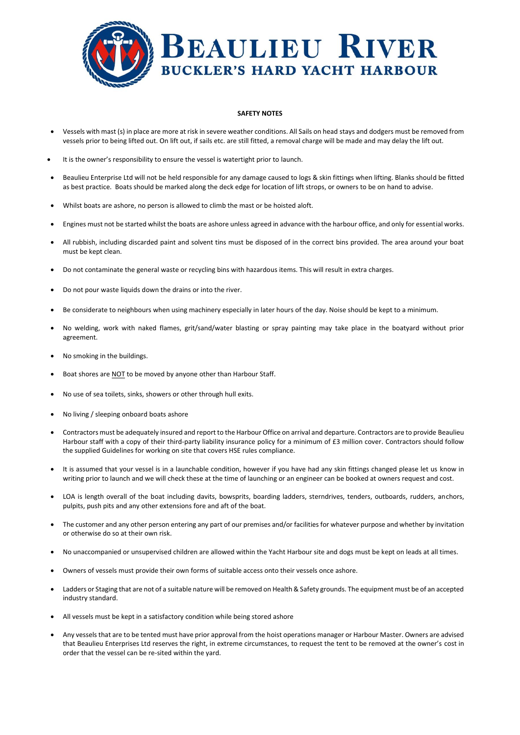# BEAULIEU RIVER
## BUCKLER'S HARD YACHT HARBOUR

**SAFETY NOTES**

- Vessels with mast (s) in place are more at risk in severe weather conditions. All Sails on head stays and dodgers must be removed from vessels prior to being lifted out. On lift out, if sails etc. are still fitted, a removal charge will be made and may delay the lift out.
- It is the owner's responsibility to ensure the vessel is watertight prior to launch.
- Beaulieu Enterprise Ltd will not be held responsible for any damage caused to logs & skin fittings when lifting. Blanks should be fitted as best practice. Boats should be marked along the deck edge for location of lift strops, or owners to be on hand to advise.
- Whilst boats are ashore, no person is allowed to climb the mast or be hoisted aloft.
- Engines must not be started whilst the boats are ashore unless agreed in advance with the harbour office, and only for essential works.
- All rubbish, including discarded paint and solvent tins must be disposed of in the correct bins provided. The area around your boat must be kept clean.
- Do not contaminate the general waste or recycling bins with hazardous items. This will result in extra charges.
- Do not pour waste liquids down the drains or into the river.
- Be considerate to neighbours when using machinery especially in later hours of the day. Noise should be kept to a minimum.
- No welding, work with naked flames, grit/sand/water blasting or spray painting may take place in the boatyard without prior agreement.
- No smoking in the buildings.
- Boat shores are NOT to be moved by anyone other than Harbour Staff.
- No use of sea toilets, sinks, showers or other through hull exits.
- No living / sleeping onboard boats ashore
- Contractors must be adequately insured and report to the Harbour Office on arrival and departure. Contractors are to provide Beaulieu Harbour staff with a copy of their third-party liability insurance policy for a minimum of £3 million cover. Contractors should follow the supplied Guidelines for working on site that covers HSE rules compliance.
- It is assumed that your vessel is in a launchable condition, however if you have had any skin fittings changed please let us know in writing prior to launch and we will check these at the time of launching or an engineer can be booked at owners request and cost.
- LOA is length overall of the boat including davits, bowsprits, boarding ladders, sterndrives, tenders, outboards, rudders, anchors, pulpits, push pits and any other extensions fore and aft of the boat.
- The customer and any other person entering any part of our premises and/or facilities for whatever purpose and whether by invitation or otherwise do so at their own risk.
- No unaccompanied or unsupervised children are allowed within the Yacht Harbour site and dogs must be kept on leads at all times.
- Owners of vessels must provide their own forms of suitable access onto their vessels once ashore.
- Ladders or Staging that are not of a suitable nature will be removed on Health & Safety grounds. The equipment must be of an accepted industry standard.
- All vessels must be kept in a satisfactory condition while being stored ashore
- Any vessels that are to be tented must have prior approval from the hoist operations manager or Harbour Master. Owners are advised that Beaulieu Enterprises Ltd reserves the right, in extreme circumstances, to request the tent to be removed at the owner's cost in order that the vessel can be re-sited within the yard.